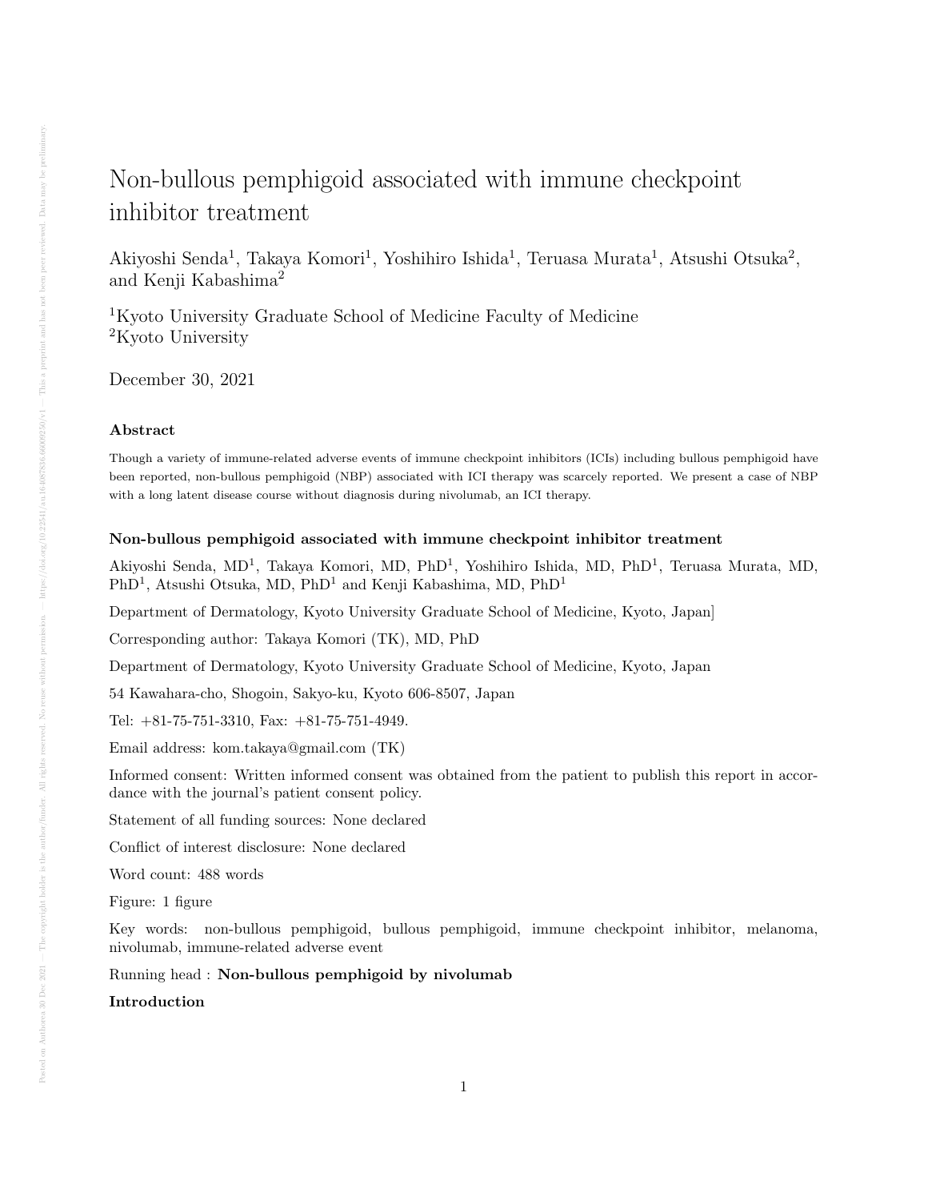# Non-bullous pemphigoid associated with immune checkpoint inhibitor treatment

Akiyoshi Senda[1], Takaya Komori[1], Yoshihiro Ishida[1], Teruasa Murata[1], Atsushi Otsuka[2], and Kenji Kabashima[2]

[1]Kyoto University Graduate School of Medicine Faculty of Medicine
[2]Kyoto University

December 30, 2021

## Abstract

Though a variety of immune-related adverse events of immune checkpoint inhibitors (ICIs) including bullous pemphigoid have been reported, non-bullous pemphigoid (NBP) associated with ICI therapy was scarcely reported. We present a case of NBP with a long latent disease course without diagnosis during nivolumab, an ICI therapy.

**Non-bullous pemphigoid associated with immune checkpoint inhibitor treatment**

Akiyoshi Senda, MD[1], Takaya Komori, MD, PhD[1], Yoshihiro Ishida, MD, PhD[1], Teruasa Murata, MD, PhD[1], Atsushi Otsuka, MD, PhD[1] and Kenji Kabashima, MD, PhD[1]

Department of Dermatology, Kyoto University Graduate School of Medicine, Kyoto, Japan]

Corresponding author: Takaya Komori (TK), MD, PhD

Department of Dermatology, Kyoto University Graduate School of Medicine, Kyoto, Japan

54 Kawahara-cho, Shogoin, Sakyo-ku, Kyoto 606-8507, Japan

Tel: +81-75-751-3310, Fax: +81-75-751-4949.

Email address: kom.takaya@gmail.com (TK)

Informed consent: Written informed consent was obtained from the patient to publish this report in accordance with the journal's patient consent policy.

Statement of all funding sources: None declared

Conflict of interest disclosure: None declared

Word count: 488 words

Figure: 1 figure

Key words: non-bullous pemphigoid, bullous pemphigoid, immune checkpoint inhibitor, melanoma, nivolumab, immune-related adverse event

Running head : **Non-bullous pemphigoid by nivolumab**

**Introduction**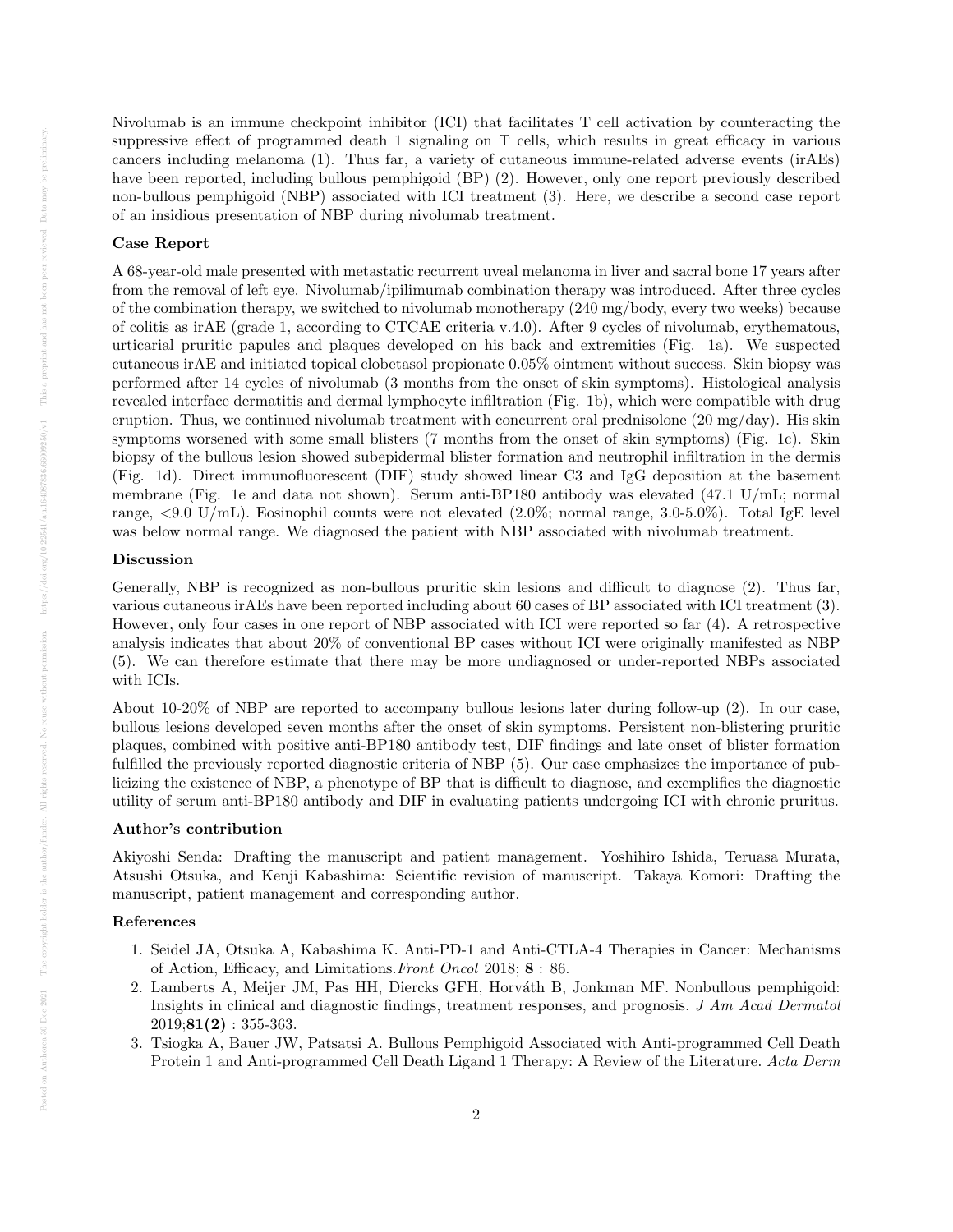Nivolumab is an immune checkpoint inhibitor (ICI) that facilitates T cell activation by counteracting the suppressive effect of programmed death 1 signaling on T cells, which results in great efficacy in various cancers including melanoma (1). Thus far, a variety of cutaneous immune-related adverse events (irAEs) have been reported, including bullous pemphigoid (BP) (2). However, only one report previously described non-bullous pemphigoid (NBP) associated with ICI treatment (3). Here, we describe a second case report of an insidious presentation of NBP during nivolumab treatment.

### Case Report

A 68-year-old male presented with metastatic recurrent uveal melanoma in liver and sacral bone 17 years after from the removal of left eye. Nivolumab/ipilimumab combination therapy was introduced. After three cycles of the combination therapy, we switched to nivolumab monotherapy (240 mg/body, every two weeks) because of colitis as irAE (grade 1, according to CTCAE criteria v.4.0). After 9 cycles of nivolumab, erythematous, urticarial pruritic papules and plaques developed on his back and extremities (Fig. 1a). We suspected cutaneous irAE and initiated topical clobetasol propionate 0.05% ointment without success. Skin biopsy was performed after 14 cycles of nivolumab (3 months from the onset of skin symptoms). Histological analysis revealed interface dermatitis and dermal lymphocyte infiltration (Fig. 1b), which were compatible with drug eruption. Thus, we continued nivolumab treatment with concurrent oral prednisolone (20 mg/day). His skin symptoms worsened with some small blisters (7 months from the onset of skin symptoms) (Fig. 1c). Skin biopsy of the bullous lesion showed subepidermal blister formation and neutrophil infiltration in the dermis (Fig. 1d). Direct immunofluorescent (DIF) study showed linear C3 and IgG deposition at the basement membrane (Fig. 1e and data not shown). Serum anti-BP180 antibody was elevated (47.1 U/mL; normal range, <9.0 U/mL). Eosinophil counts were not elevated (2.0%; normal range, 3.0-5.0%). Total IgE level was below normal range. We diagnosed the patient with NBP associated with nivolumab treatment.

### Discussion

Generally, NBP is recognized as non-bullous pruritic skin lesions and difficult to diagnose (2). Thus far, various cutaneous irAEs have been reported including about 60 cases of BP associated with ICI treatment (3). However, only four cases in one report of NBP associated with ICI were reported so far (4). A retrospective analysis indicates that about 20% of conventional BP cases without ICI were originally manifested as NBP (5). We can therefore estimate that there may be more undiagnosed or under-reported NBPs associated with ICIs.

About 10-20% of NBP are reported to accompany bullous lesions later during follow-up (2). In our case, bullous lesions developed seven months after the onset of skin symptoms. Persistent non-blistering pruritic plaques, combined with positive anti-BP180 antibody test, DIF findings and late onset of blister formation fulfilled the previously reported diagnostic criteria of NBP (5). Our case emphasizes the importance of publicizing the existence of NBP, a phenotype of BP that is difficult to diagnose, and exemplifies the diagnostic utility of serum anti-BP180 antibody and DIF in evaluating patients undergoing ICI with chronic pruritus.

### Author's contribution

Akiyoshi Senda: Drafting the manuscript and patient management. Yoshihiro Ishida, Teruasa Murata, Atsushi Otsuka, and Kenji Kabashima: Scientific revision of manuscript. Takaya Komori: Drafting the manuscript, patient management and corresponding author.

### References

1. Seidel JA, Otsuka A, Kabashima K. Anti-PD-1 and Anti-CTLA-4 Therapies in Cancer: Mechanisms of Action, Efficacy, and Limitations. *Front Oncol* 2018; **8** : 86.
2. Lamberts A, Meijer JM, Pas HH, Diercks GFH, Horváth B, Jonkman MF. Nonbullous pemphigoid: Insights in clinical and diagnostic findings, treatment responses, and prognosis. *J Am Acad Dermatol* 2019;**81(2)** : 355-363.
3. Tsiogka A, Bauer JW, Patsatsi A. Bullous Pemphigoid Associated with Anti-programmed Cell Death Protein 1 and Anti-programmed Cell Death Ligand 1 Therapy: A Review of the Literature. *Acta Derm*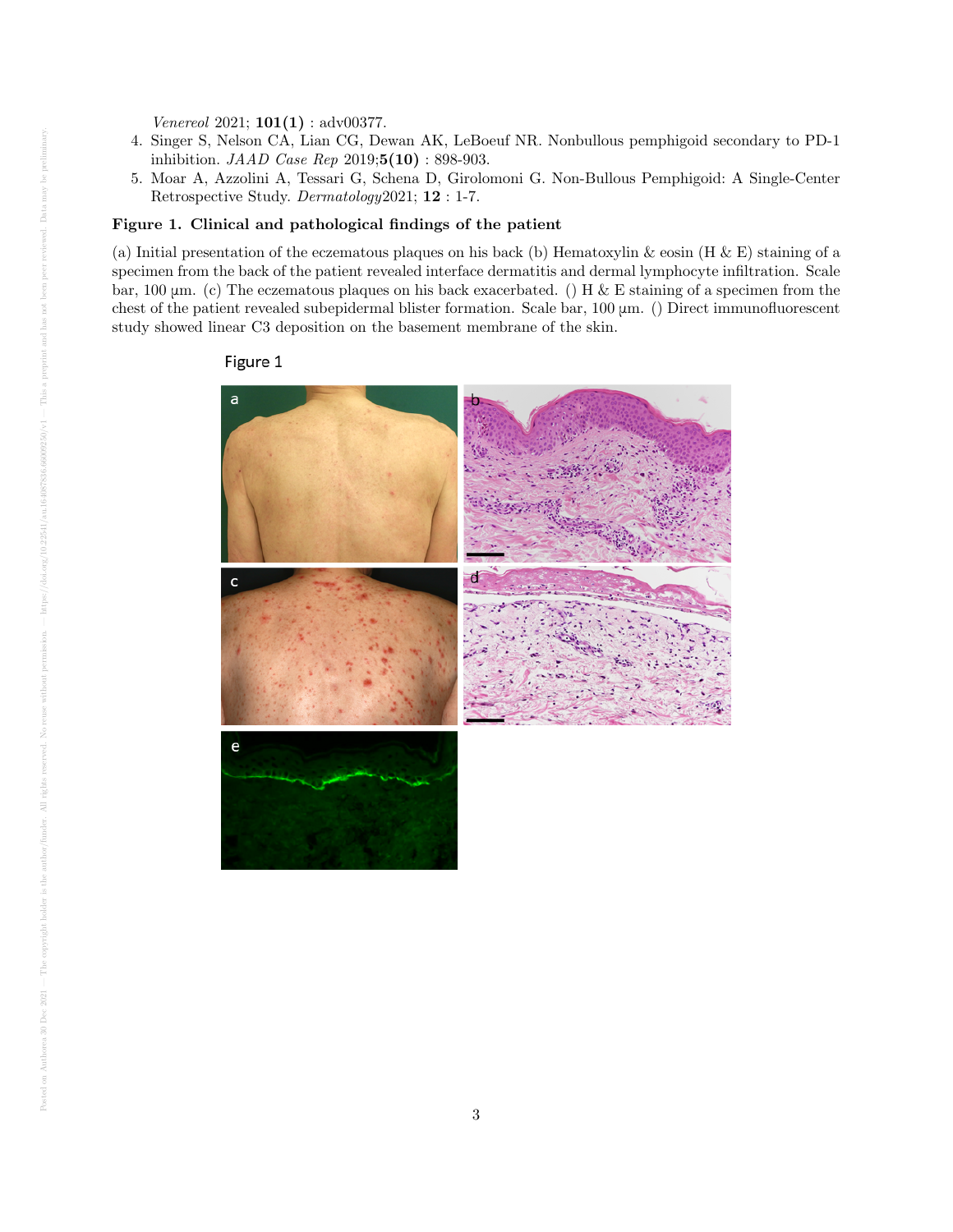*Venereol* 2021; **101(1)** : adv00377.

4. Singer S, Nelson CA, Lian CG, Dewan AK, LeBoeuf NR. Nonbullous pemphigoid secondary to PD-1 inhibition. *JAAD Case Rep* 2019;**5(10)** : 898-903.
5. Moar A, Azzolini A, Tessari G, Schena D, Girolomoni G. Non-Bullous Pemphigoid: A Single-Center Retrospective Study. *Dermatology*2021; **12** : 1-7.

**Figure 1. Clinical and pathological findings of the patient**

(a) Initial presentation of the eczematous plaques on his back (b) Hematoxylin & eosin (H & E) staining of a specimen from the back of the patient revealed interface dermatitis and dermal lymphocyte infiltration. Scale bar, 100 µm. (c) The eczematous plaques on his back exacerbated. () H & E staining of a specimen from the chest of the patient revealed subepidermal blister formation. Scale bar, 100 µm. () Direct immunofluorescent study showed linear C3 deposition on the basement membrane of the skin.

Figure 1